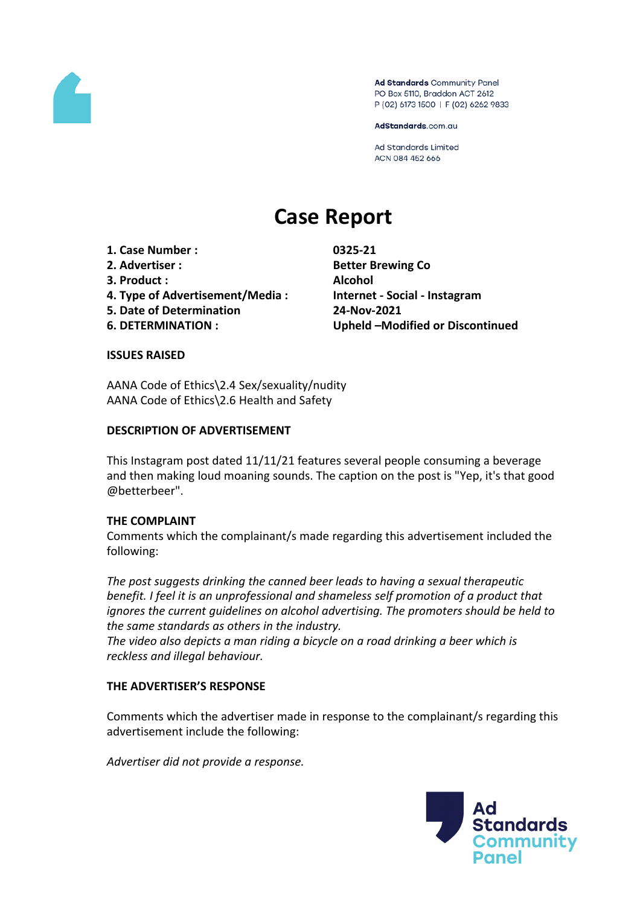Ad Standards Community Panel
PO Box 5110, Braddon ACT 2612
P (02) 6173 1500 | F (02) 6262 9833

AdStandards.com.au

Ad Standards Limited
ACN 084 452 666

# Case Report

| | |
|---|---|
| **1. Case Number :** | **0325-21** |
| **2. Advertiser :** | **Better Brewing Co** |
| **3. Product :** | **Alcohol** |
| **4. Type of Advertisement/Media :** | **Internet - Social - Instagram** |
| **5. Date of Determination** | **24-Nov-2021** |
| **6. DETERMINATION :** | **Upheld –Modified or Discontinued** |

## ISSUES RAISED

AANA Code of Ethics\2.4 Sex/sexuality/nudity
AANA Code of Ethics\2.6 Health and Safety

## DESCRIPTION OF ADVERTISEMENT

This Instagram post dated 11/11/21 features several people consuming a beverage and then making loud moaning sounds. The caption on the post is "Yep, it's that good @betterbeer".

## THE COMPLAINT

Comments which the complainant/s made regarding this advertisement included the following:

*The post suggests drinking the canned beer leads to having a sexual therapeutic benefit. I feel it is an unprofessional and shameless self promotion of a product that ignores the current guidelines on alcohol advertising. The promoters should be held to the same standards as others in the industry.*
*The video also depicts a man riding a bicycle on a road drinking a beer which is reckless and illegal behaviour.*

## THE ADVERTISER'S RESPONSE

Comments which the advertiser made in response to the complainant/s regarding this advertisement include the following:

*Advertiser did not provide a response.*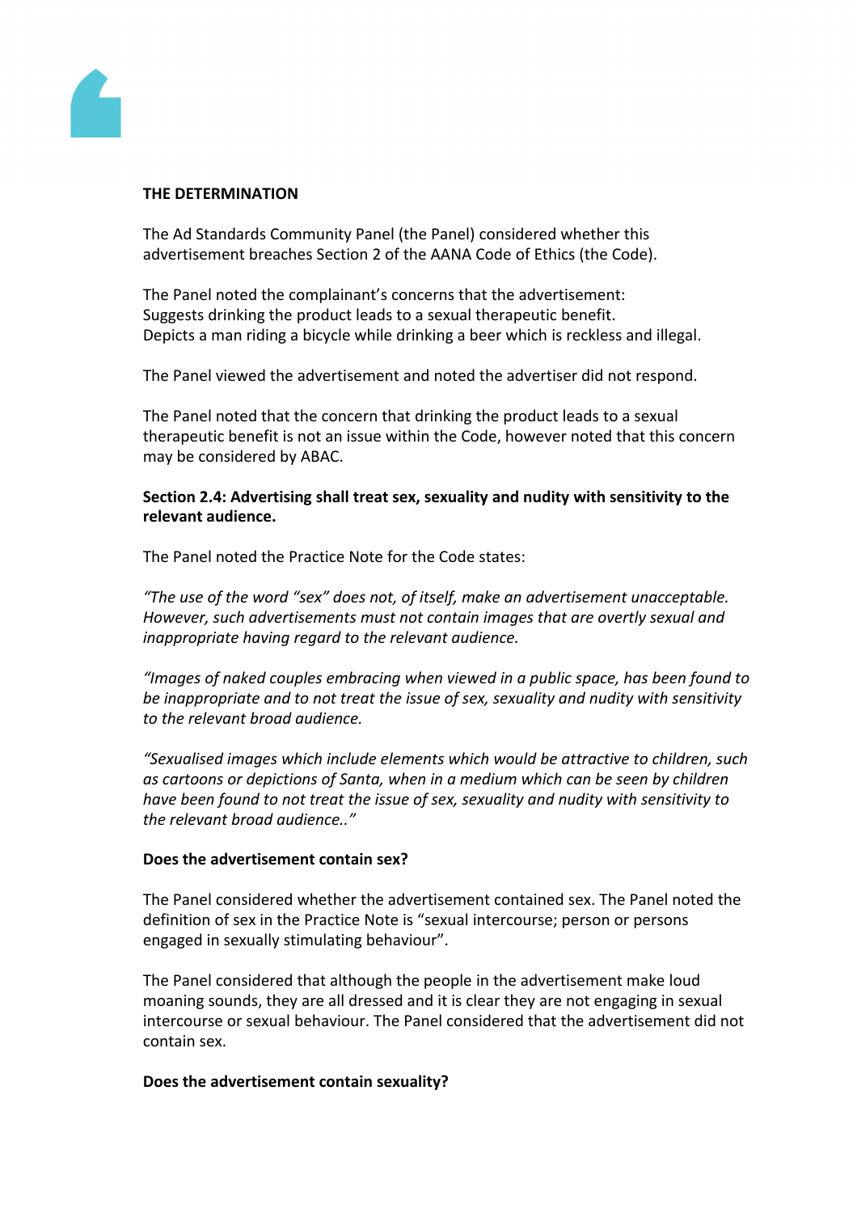**THE DETERMINATION**

The Ad Standards Community Panel (the Panel) considered whether this advertisement breaches Section 2 of the AANA Code of Ethics (the Code).

The Panel noted the complainant's concerns that the advertisement:
Suggests drinking the product leads to a sexual therapeutic benefit.
Depicts a man riding a bicycle while drinking a beer which is reckless and illegal.

The Panel viewed the advertisement and noted the advertiser did not respond.

The Panel noted that the concern that drinking the product leads to a sexual therapeutic benefit is not an issue within the Code, however noted that this concern may be considered by ABAC.

**Section 2.4: Advertising shall treat sex, sexuality and nudity with sensitivity to the relevant audience.**

The Panel noted the Practice Note for the Code states:

*"The use of the word "sex" does not, of itself, make an advertisement unacceptable. However, such advertisements must not contain images that are overtly sexual and inappropriate having regard to the relevant audience.*

*"Images of naked couples embracing when viewed in a public space, has been found to be inappropriate and to not treat the issue of sex, sexuality and nudity with sensitivity to the relevant broad audience.*

*"Sexualised images which include elements which would be attractive to children, such as cartoons or depictions of Santa, when in a medium which can be seen by children have been found to not treat the issue of sex, sexuality and nudity with sensitivity to the relevant broad audience.."*

**Does the advertisement contain sex?**

The Panel considered whether the advertisement contained sex. The Panel noted the definition of sex in the Practice Note is "sexual intercourse; person or persons engaged in sexually stimulating behaviour".

The Panel considered that although the people in the advertisement make loud moaning sounds, they are all dressed and it is clear they are not engaging in sexual intercourse or sexual behaviour. The Panel considered that the advertisement did not contain sex.

**Does the advertisement contain sexuality?**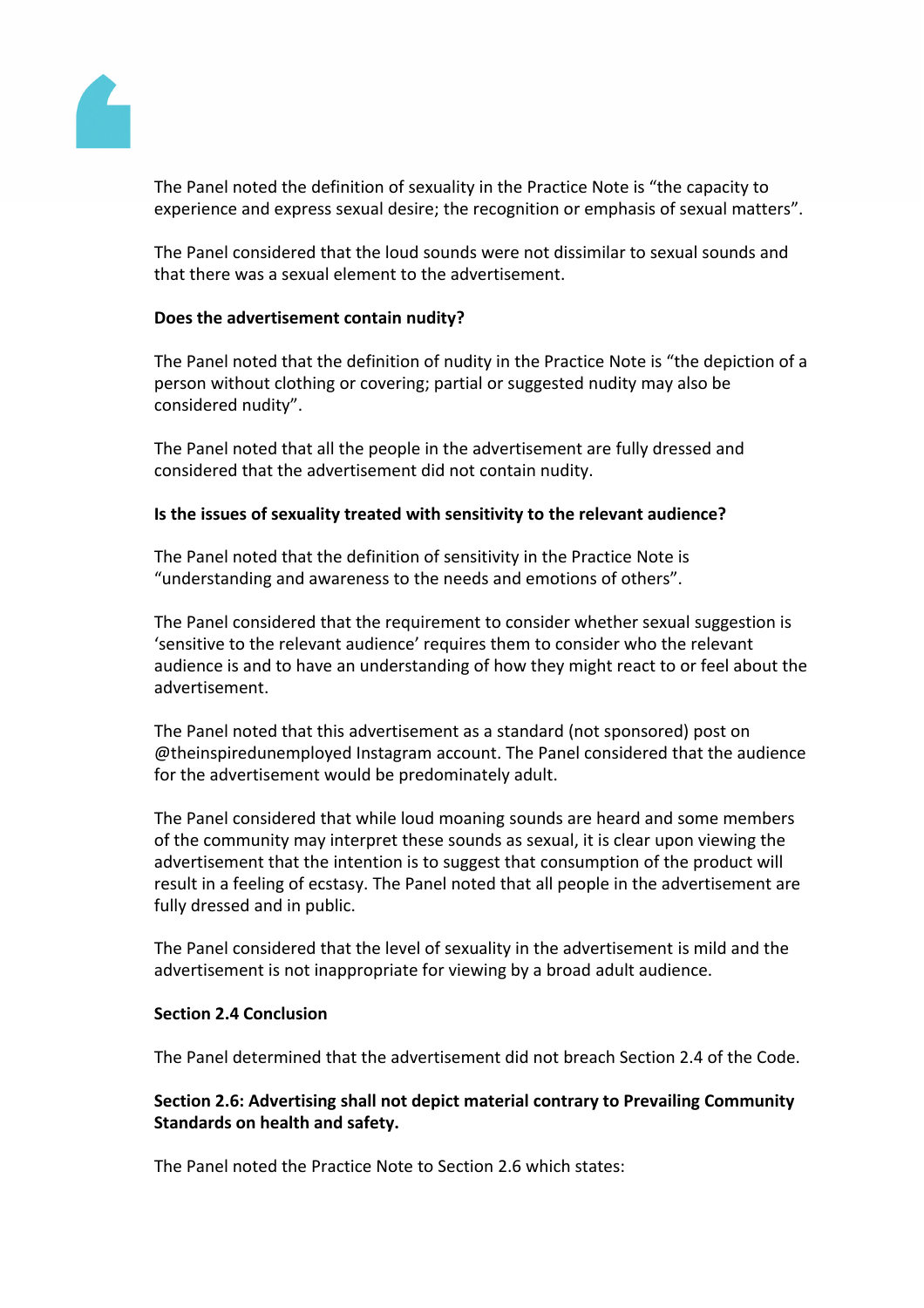The Panel noted the definition of sexuality in the Practice Note is "the capacity to experience and express sexual desire; the recognition or emphasis of sexual matters".

The Panel considered that the loud sounds were not dissimilar to sexual sounds and that there was a sexual element to the advertisement.

**Does the advertisement contain nudity?**

The Panel noted that the definition of nudity in the Practice Note is "the depiction of a person without clothing or covering; partial or suggested nudity may also be considered nudity".

The Panel noted that all the people in the advertisement are fully dressed and considered that the advertisement did not contain nudity.

**Is the issues of sexuality treated with sensitivity to the relevant audience?**

The Panel noted that the definition of sensitivity in the Practice Note is "understanding and awareness to the needs and emotions of others".

The Panel considered that the requirement to consider whether sexual suggestion is 'sensitive to the relevant audience' requires them to consider who the relevant audience is and to have an understanding of how they might react to or feel about the advertisement.

The Panel noted that this advertisement as a standard (not sponsored) post on @theinspiredunemployed Instagram account. The Panel considered that the audience for the advertisement would be predominately adult.

The Panel considered that while loud moaning sounds are heard and some members of the community may interpret these sounds as sexual, it is clear upon viewing the advertisement that the intention is to suggest that consumption of the product will result in a feeling of ecstasy. The Panel noted that all people in the advertisement are fully dressed and in public.

The Panel considered that the level of sexuality in the advertisement is mild and the advertisement is not inappropriate for viewing by a broad adult audience.

**Section 2.4 Conclusion**

The Panel determined that the advertisement did not breach Section 2.4 of the Code.

**Section 2.6: Advertising shall not depict material contrary to Prevailing Community Standards on health and safety.**

The Panel noted the Practice Note to Section 2.6 which states: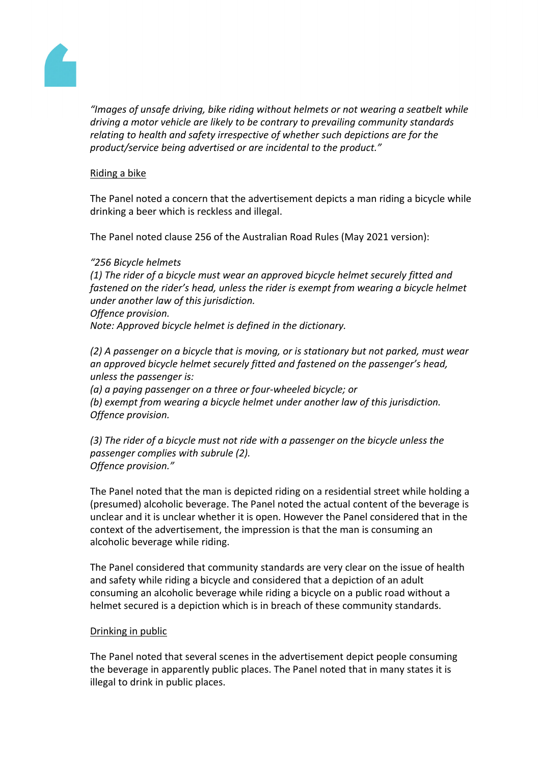*"Images of unsafe driving, bike riding without helmets or not wearing a seatbelt while driving a motor vehicle are likely to be contrary to prevailing community standards relating to health and safety irrespective of whether such depictions are for the product/service being advertised or are incidental to the product."*

Riding a bike

The Panel noted a concern that the advertisement depicts a man riding a bicycle while drinking a beer which is reckless and illegal.

The Panel noted clause 256 of the Australian Road Rules (May 2021 version):

*"256 Bicycle helmets*
*(1) The rider of a bicycle must wear an approved bicycle helmet securely fitted and fastened on the rider's head, unless the rider is exempt from wearing a bicycle helmet under another law of this jurisdiction.*
*Offence provision.*
*Note: Approved bicycle helmet is defined in the dictionary.*

*(2) A passenger on a bicycle that is moving, or is stationary but not parked, must wear an approved bicycle helmet securely fitted and fastened on the passenger's head, unless the passenger is:*
*(a) a paying passenger on a three or four-wheeled bicycle; or*
*(b) exempt from wearing a bicycle helmet under another law of this jurisdiction.*
*Offence provision.*

*(3) The rider of a bicycle must not ride with a passenger on the bicycle unless the passenger complies with subrule (2).*
*Offence provision."*

The Panel noted that the man is depicted riding on a residential street while holding a (presumed) alcoholic beverage. The Panel noted the actual content of the beverage is unclear and it is unclear whether it is open. However the Panel considered that in the context of the advertisement, the impression is that the man is consuming an alcoholic beverage while riding.

The Panel considered that community standards are very clear on the issue of health and safety while riding a bicycle and considered that a depiction of an adult consuming an alcoholic beverage while riding a bicycle on a public road without a helmet secured is a depiction which is in breach of these community standards.

Drinking in public

The Panel noted that several scenes in the advertisement depict people consuming the beverage in apparently public places. The Panel noted that in many states it is illegal to drink in public places.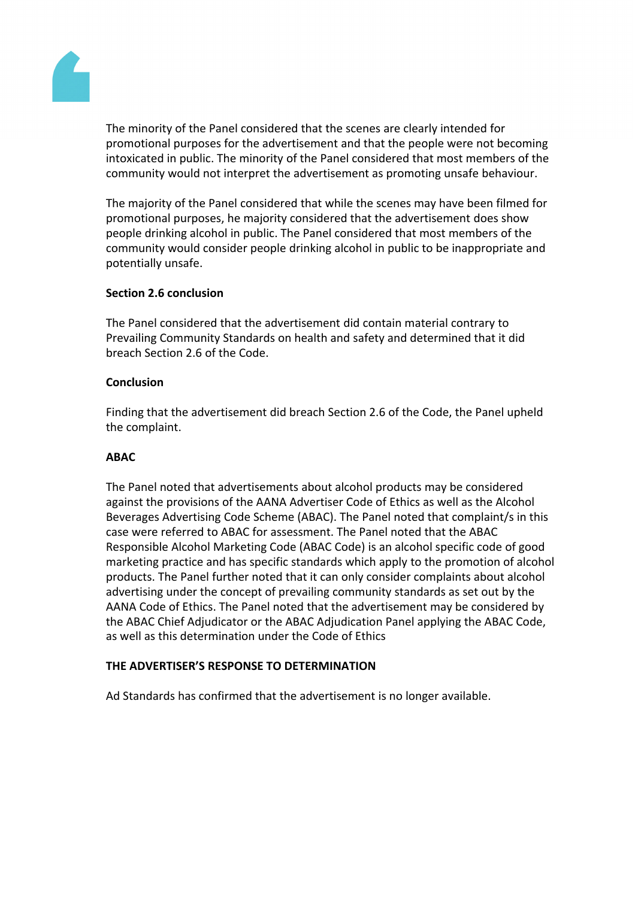The minority of the Panel considered that the scenes are clearly intended for promotional purposes for the advertisement and that the people were not becoming intoxicated in public. The minority of the Panel considered that most members of the community would not interpret the advertisement as promoting unsafe behaviour.

The majority of the Panel considered that while the scenes may have been filmed for promotional purposes, he majority considered that the advertisement does show people drinking alcohol in public. The Panel considered that most members of the community would consider people drinking alcohol in public to be inappropriate and potentially unsafe.

**Section 2.6 conclusion**

The Panel considered that the advertisement did contain material contrary to Prevailing Community Standards on health and safety and determined that it did breach Section 2.6 of the Code.

**Conclusion**

Finding that the advertisement did breach Section 2.6 of the Code, the Panel upheld the complaint.

**ABAC**

The Panel noted that advertisements about alcohol products may be considered against the provisions of the AANA Advertiser Code of Ethics as well as the Alcohol Beverages Advertising Code Scheme (ABAC). The Panel noted that complaint/s in this case were referred to ABAC for assessment. The Panel noted that the ABAC Responsible Alcohol Marketing Code (ABAC Code) is an alcohol specific code of good marketing practice and has specific standards which apply to the promotion of alcohol products. The Panel further noted that it can only consider complaints about alcohol advertising under the concept of prevailing community standards as set out by the AANA Code of Ethics. The Panel noted that the advertisement may be considered by the ABAC Chief Adjudicator or the ABAC Adjudication Panel applying the ABAC Code, as well as this determination under the Code of Ethics

**THE ADVERTISER'S RESPONSE TO DETERMINATION**

Ad Standards has confirmed that the advertisement is no longer available.